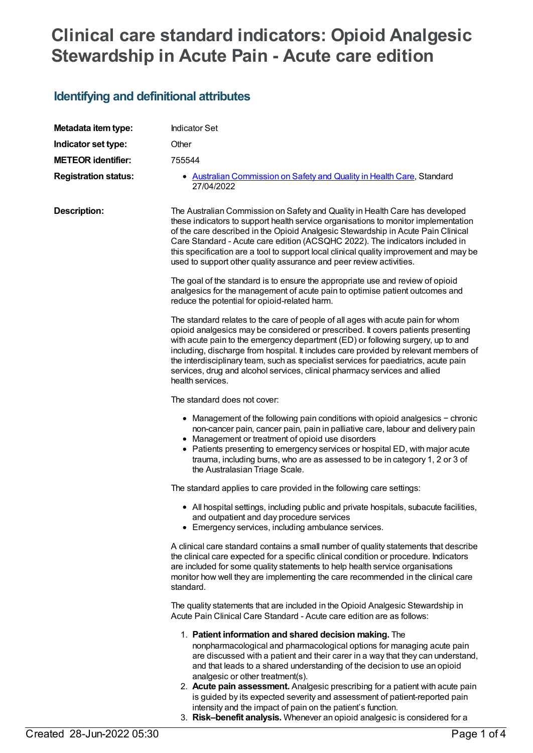# Clinical care standard indicators: Opioid Analgesic Stewardship in Acute Pain - Acute care edition

## Identifying and definitional attributes

| | |
|---|---|
| **Metadata item type:** | Indicator Set |
| **Indicator set type:** | Other |
| **METEOR identifier:** | 755544 |
| **Registration status:** | • Australian Commission on Safety and Quality in Health Care, Standard 27/04/2022 |

**Description:**

The Australian Commission on Safety and Quality in Health Care has developed these indicators to support health service organisations to monitor implementation of the care described in the Opioid Analgesic Stewardship in Acute Pain Clinical Care Standard - Acute care edition (ACSQHC 2022). The indicators included in this specification are a tool to support local clinical quality improvement and may be used to support other quality assurance and peer review activities.

The goal of the standard is to ensure the appropriate use and review of opioid analgesics for the management of acute pain to optimise patient outcomes and reduce the potential for opioid-related harm.

The standard relates to the care of people of all ages with acute pain for whom opioid analgesics may be considered or prescribed. It covers patients presenting with acute pain to the emergency department (ED) or following surgery, up to and including, discharge from hospital. It includes care provided by relevant members of the interdisciplinary team, such as specialist services for paediatrics, acute pain services, drug and alcohol services, clinical pharmacy services and allied health services.

The standard does not cover:

- Management of the following pain conditions with opioid analgesics − chronic non-cancer pain, cancer pain, pain in palliative care, labour and delivery pain
- Management or treatment of opioid use disorders
- Patients presenting to emergency services or hospital ED, with major acute trauma, including burns, who are as assessed to be in category 1, 2 or 3 of the Australasian Triage Scale.

The standard applies to care provided in the following care settings:

- All hospital settings, including public and private hospitals, subacute facilities, and outpatient and day procedure services
- Emergency services, including ambulance services.

A clinical care standard contains a small number of quality statements that describe the clinical care expected for a specific clinical condition or procedure. Indicators are included for some quality statements to help health service organisations monitor how well they are implementing the care recommended in the clinical care standard.

The quality statements that are included in the Opioid Analgesic Stewardship in Acute Pain Clinical Care Standard - Acute care edition are as follows:

1. **Patient information and shared decision making.** The nonpharmacological and pharmacological options for managing acute pain are discussed with a patient and their carer in a way that they can understand, and that leads to a shared understanding of the decision to use an opioid analgesic or other treatment(s).
2. **Acute pain assessment.** Analgesic prescribing for a patient with acute pain is guided by its expected severity and assessment of patient-reported pain intensity and the impact of pain on the patient's function.
3. **Risk–benefit analysis.** Whenever an opioid analgesic is considered for a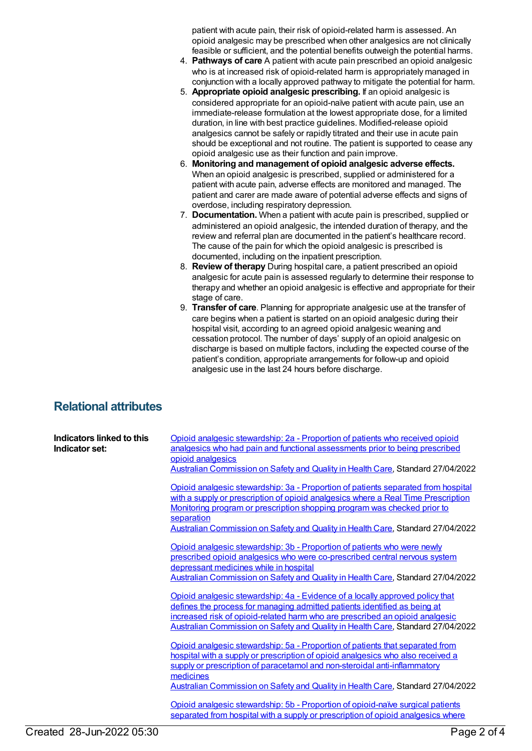patient with acute pain, their risk of opioid-related harm is assessed. An opioid analgesic may be prescribed when other analgesics are not clinically feasible or sufficient, and the potential benefits outweigh the potential harms.

4. **Pathways of care** A patient with acute pain prescribed an opioid analgesic who is at increased risk of opioid-related harm is appropriately managed in conjunction with a locally approved pathway to mitigate the potential for harm.
5. **Appropriate opioid analgesic prescribing.** If an opioid analgesic is considered appropriate for an opioid-naïve patient with acute pain, use an immediate-release formulation at the lowest appropriate dose, for a limited duration, in line with best practice guidelines. Modified-release opioid analgesics cannot be safely or rapidly titrated and their use in acute pain should be exceptional and not routine. The patient is supported to cease any opioid analgesic use as their function and pain improve.
6. **Monitoring and management of opioid analgesic adverse effects.** When an opioid analgesic is prescribed, supplied or administered for a patient with acute pain, adverse effects are monitored and managed. The patient and carer are made aware of potential adverse effects and signs of overdose, including respiratory depression.
7. **Documentation.** When a patient with acute pain is prescribed, supplied or administered an opioid analgesic, the intended duration of therapy, and the review and referral plan are documented in the patient's healthcare record. The cause of the pain for which the opioid analgesic is prescribed is documented, including on the inpatient prescription.
8. **Review of therapy** During hospital care, a patient prescribed an opioid analgesic for acute pain is assessed regularly to determine their response to therapy and whether an opioid analgesic is effective and appropriate for their stage of care.
9. **Transfer of care**. Planning for appropriate analgesic use at the transfer of care begins when a patient is started on an opioid analgesic during their hospital visit, according to an agreed opioid analgesic weaning and cessation protocol. The number of days' supply of an opioid analgesic on discharge is based on multiple factors, including the expected course of the patient's condition, appropriate arrangements for follow-up and opioid analgesic use in the last 24 hours before discharge.

## Relational attributes

**Indicators linked to this Indicator set:**

Opioid analgesic stewardship: 2a - Proportion of patients who received opioid analgesics who had pain and functional assessments prior to being prescribed opioid analgesics
Australian Commission on Safety and Quality in Health Care, Standard 27/04/2022

Opioid analgesic stewardship: 3a - Proportion of patients separated from hospital with a supply or prescription of opioid analgesics where a Real Time Prescription Monitoring program or prescription shopping program was checked prior to separation
Australian Commission on Safety and Quality in Health Care, Standard 27/04/2022

Opioid analgesic stewardship: 3b - Proportion of patients who were newly prescribed opioid analgesics who were co-prescribed central nervous system depressant medicines while in hospital
Australian Commission on Safety and Quality in Health Care, Standard 27/04/2022

Opioid analgesic stewardship: 4a - Evidence of a locally approved policy that defines the process for managing admitted patients identified as being at increased risk of opioid-related harm who are prescribed an opioid analgesic
Australian Commission on Safety and Quality in Health Care, Standard 27/04/2022

Opioid analgesic stewardship: 5a - Proportion of patients that separated from hospital with a supply or prescription of opioid analgesics who also received a supply or prescription of paracetamol and non-steroidal anti-inflammatory medicines
Australian Commission on Safety and Quality in Health Care, Standard 27/04/2022

Opioid analgesic stewardship: 5b - Proportion of opioid-naïve surgical patients separated from hospital with a supply or prescription of opioid analgesics where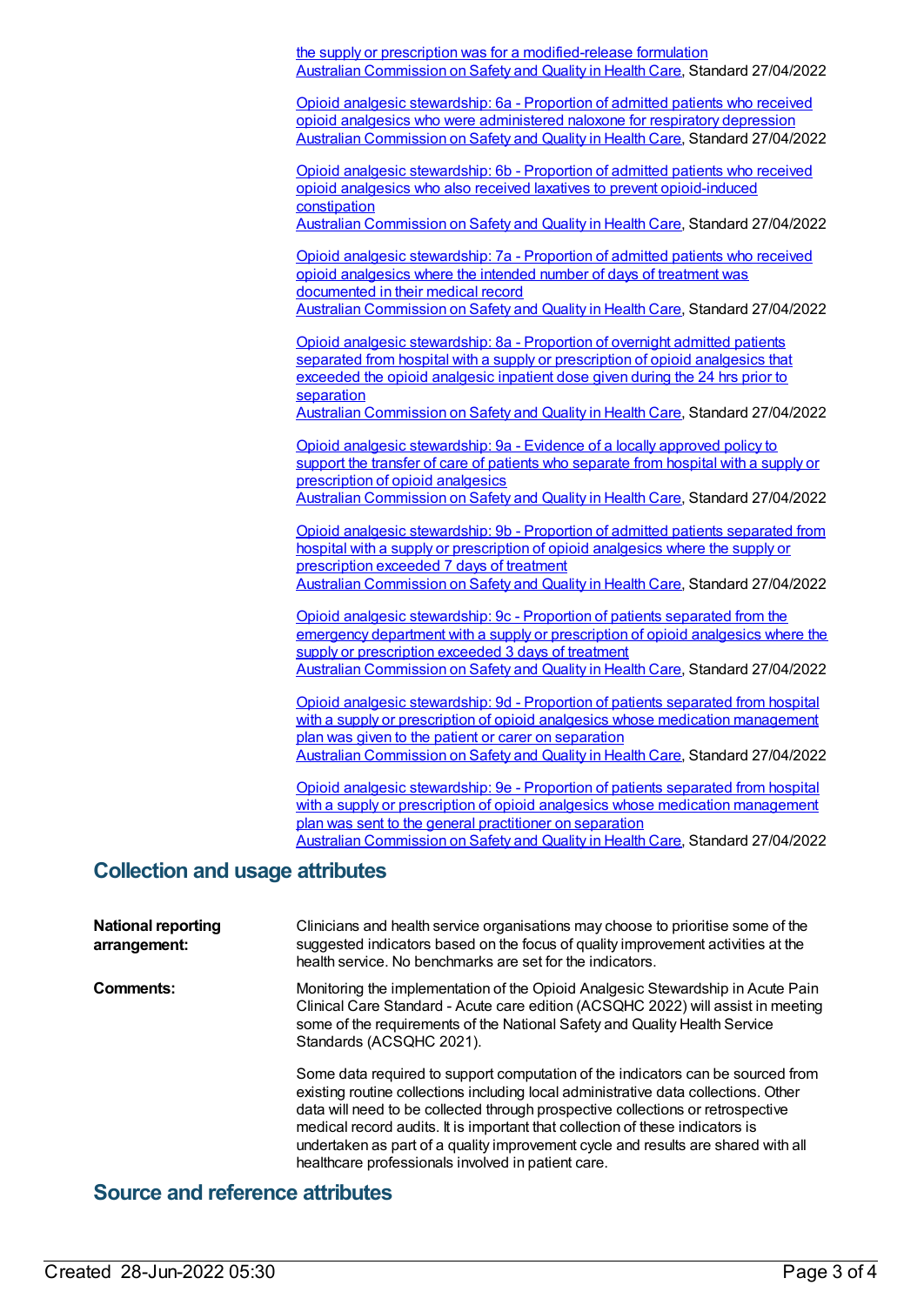the supply or prescription was for a modified-release formulation
Australian Commission on Safety and Quality in Health Care, Standard 27/04/2022

Opioid analgesic stewardship: 6a - Proportion of admitted patients who received opioid analgesics who were administered naloxone for respiratory depression
Australian Commission on Safety and Quality in Health Care, Standard 27/04/2022

Opioid analgesic stewardship: 6b - Proportion of admitted patients who received opioid analgesics who also received laxatives to prevent opioid-induced constipation
Australian Commission on Safety and Quality in Health Care, Standard 27/04/2022

Opioid analgesic stewardship: 7a - Proportion of admitted patients who received opioid analgesics where the intended number of days of treatment was documented in their medical record
Australian Commission on Safety and Quality in Health Care, Standard 27/04/2022

Opioid analgesic stewardship: 8a - Proportion of overnight admitted patients separated from hospital with a supply or prescription of opioid analgesics that exceeded the opioid analgesic inpatient dose given during the 24 hrs prior to separation
Australian Commission on Safety and Quality in Health Care, Standard 27/04/2022

Opioid analgesic stewardship: 9a - Evidence of a locally approved policy to support the transfer of care of patients who separate from hospital with a supply or prescription of opioid analgesics
Australian Commission on Safety and Quality in Health Care, Standard 27/04/2022

Opioid analgesic stewardship: 9b - Proportion of admitted patients separated from hospital with a supply or prescription of opioid analgesics where the supply or prescription exceeded 7 days of treatment
Australian Commission on Safety and Quality in Health Care, Standard 27/04/2022

Opioid analgesic stewardship: 9c - Proportion of patients separated from the emergency department with a supply or prescription of opioid analgesics where the supply or prescription exceeded 3 days of treatment
Australian Commission on Safety and Quality in Health Care, Standard 27/04/2022

Opioid analgesic stewardship: 9d - Proportion of patients separated from hospital with a supply or prescription of opioid analgesics whose medication management plan was given to the patient or carer on separation
Australian Commission on Safety and Quality in Health Care, Standard 27/04/2022

Opioid analgesic stewardship: 9e - Proportion of patients separated from hospital with a supply or prescription of opioid analgesics whose medication management plan was sent to the general practitioner on separation
Australian Commission on Safety and Quality in Health Care, Standard 27/04/2022

## Collection and usage attributes

**National reporting arrangement:** Clinicians and health service organisations may choose to prioritise some of the suggested indicators based on the focus of quality improvement activities at the health service. No benchmarks are set for the indicators.

**Comments:** Monitoring the implementation of the Opioid Analgesic Stewardship in Acute Pain Clinical Care Standard - Acute care edition (ACSQHC 2022) will assist in meeting some of the requirements of the National Safety and Quality Health Service Standards (ACSQHC 2021).

Some data required to support computation of the indicators can be sourced from existing routine collections including local administrative data collections. Other data will need to be collected through prospective collections or retrospective medical record audits. It is important that collection of these indicators is undertaken as part of a quality improvement cycle and results are shared with all healthcare professionals involved in patient care.

## Source and reference attributes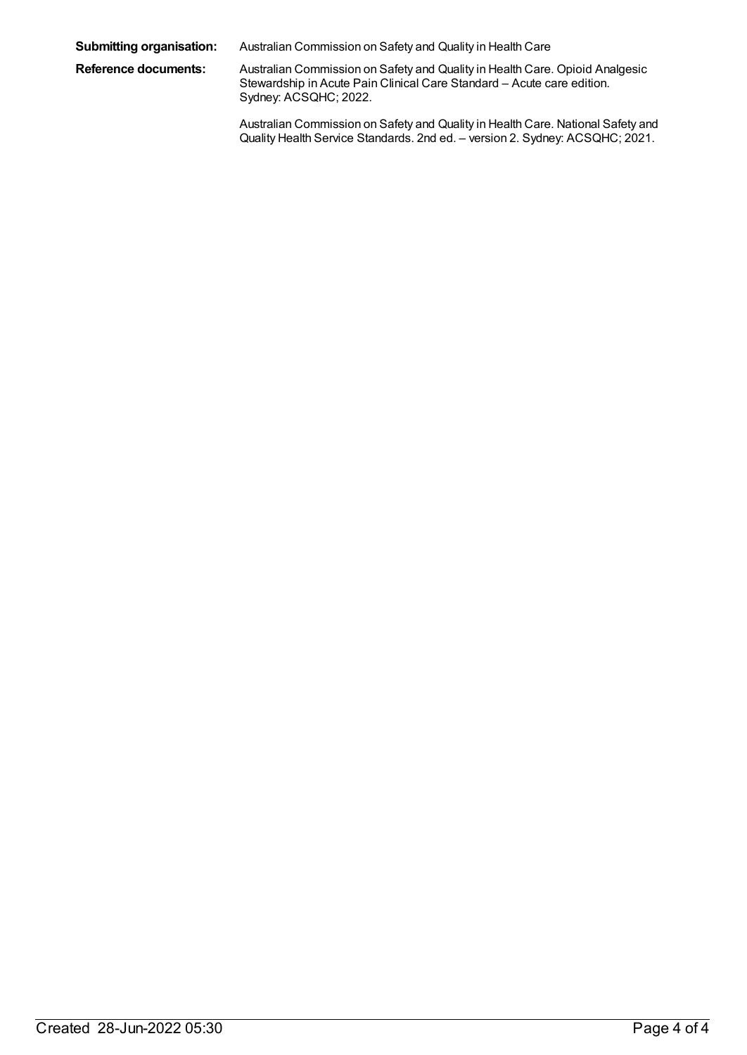**Submitting organisation:** Australian Commission on Safety and Quality in Health Care

**Reference documents:** Australian Commission on Safety and Quality in Health Care. Opioid Analgesic Stewardship in Acute Pain Clinical Care Standard – Acute care edition. Sydney: ACSQHC; 2022.

Australian Commission on Safety and Quality in Health Care. National Safety and Quality Health Service Standards. 2nd ed. – version 2. Sydney: ACSQHC; 2021.

Created 28-Jun-2022 05:30